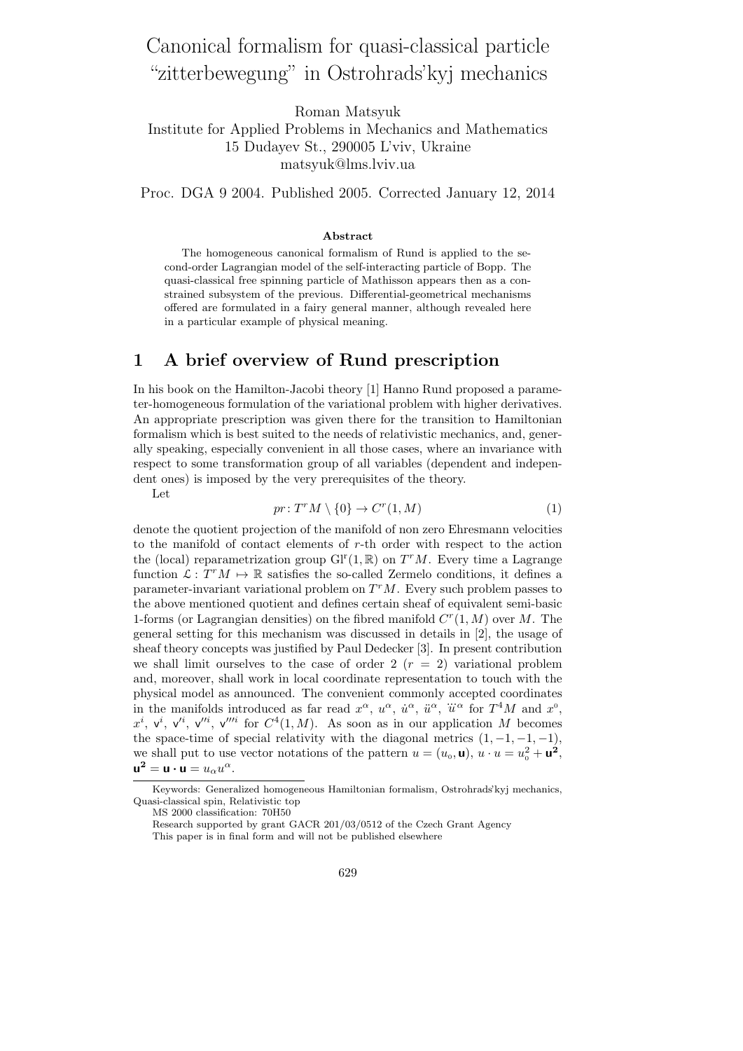# Canonical formalism for quasi-classical particle "zitterbewegung" in Ostrohrads'kyj mechanics

Roman Matsyuk

Institute for Applied Problems in Mechanics and Mathematics
15 Dudayev St., 290005 L'viv, Ukraine
matsyuk@lms.lviv.ua

Proc. DGA 9 2004. Published 2005. Corrected January 12, 2014

**Abstract**

The homogeneous canonical formalism of Rund is applied to the second-order Lagrangian model of the self-interacting particle of Bopp. The quasi-classical free spinning particle of Mathisson appears then as a constrained subsystem of the previous. Differential-geometrical mechanisms offered are formulated in a fairy general manner, although revealed here in a particular example of physical meaning.

## 1 A brief overview of Rund prescription

In his book on the Hamilton-Jacobi theory [1] Hanno Rund proposed a parameter-homogeneous formulation of the variational problem with higher derivatives. An appropriate prescription was given there for the transition to Hamiltonian formalism which is best suited to the needs of relativistic mechanics, and, generally speaking, especially convenient in all those cases, where an invariance with respect to some transformation group of all variables (dependent and independent ones) is imposed by the very prerequisites of the theory.

Let

$$pr\colon T^rM \setminus \{0\} \to C^r(1,M) \tag{1}$$

denote the quotient projection of the manifold of non zero Ehresmann velocities to the manifold of contact elements of $r$-th order with respect to the action the (local) reparametrization group $\mathrm{Gl^r}(1,\mathbb{R})$ on $T^rM$. Every time a Lagrange function $\mathcal{L}: T^rM \mapsto \mathbb{R}$ satisfies the so-called Zermelo conditions, it defines a parameter-invariant variational problem on $T^rM$. Every such problem passes to the above mentioned quotient and defines certain sheaf of equivalent semi-basic 1-forms (or Lagrangian densities) on the fibred manifold $C^r(1,M)$ over $M$. The general setting for this mechanism was discussed in details in [2], the usage of sheaf theory concepts was justified by Paul Dedecker [3]. In present contribution we shall limit ourselves to the case of order 2 ($r = 2$) variational problem and, moreover, shall work in local coordinate representation to touch with the physical model as announced. The convenient commonly accepted coordinates in the manifolds introduced as far read $x^\alpha$, $u^\alpha$, $\dot u^\alpha$, $\ddot u^\alpha$, $\dddot u^\alpha$ for $T^4M$ and $x^0$, $x^i$, $\mathsf{v}^i$, $\mathsf{v}'^i$, $\mathsf{v}''^i$, $\mathsf{v}'''^i$ for $C^4(1,M)$. As soon as in our application $M$ becomes the space-time of special relativity with the diagonal metrics $(1,-1,-1,-1)$, we shall put to use vector notations of the pattern $u = (u_0, \mathbf{u})$, $u \cdot u = u_0^2 + \mathbf{u^2}$, $\mathbf{u^2} = \mathbf{u} \cdot \mathbf{u} = u_\alpha u^\alpha$.

---

Keywords: Generalized homogeneous Hamiltonian formalism, Ostrohrads'kyj mechanics, Quasi-classical spin, Relativistic top

MS 2000 classification: 70H50

Research supported by grant GACR 201/03/0512 of the Czech Grant Agency

This paper is in final form and will not be published elsewhere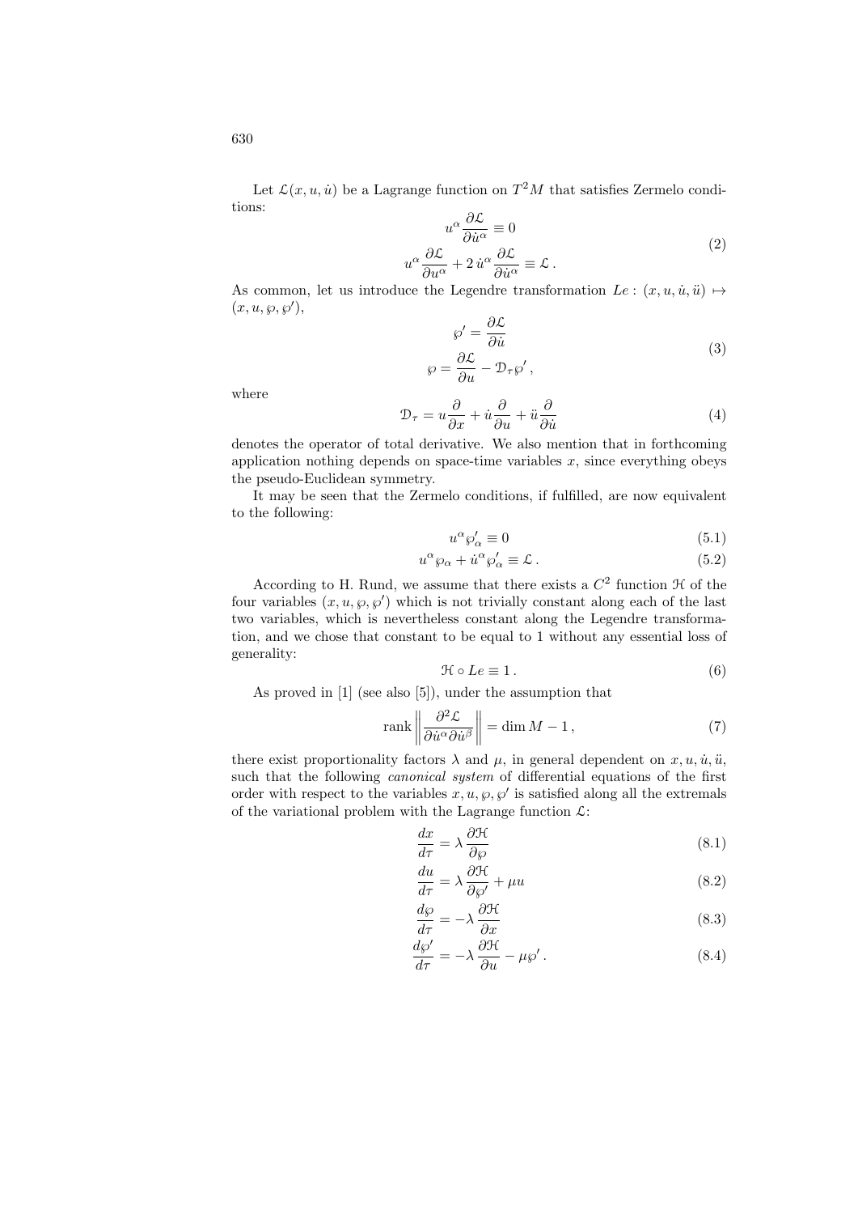Let $\mathcal{L}(x, u, \dot{u})$ be a Lagrange function on $T^2M$ that satisfies Zermelo conditions:

$$
\begin{aligned}
u^\alpha \frac{\partial \mathcal{L}}{\partial \dot{u}^\alpha} &\equiv 0 \\
u^\alpha \frac{\partial \mathcal{L}}{\partial u^\alpha} + 2\, \dot{u}^\alpha \frac{\partial \mathcal{L}}{\partial \dot{u}^\alpha} &\equiv \mathcal{L}\,.
\end{aligned}
\tag{2}
$$

As common, let us introduce the Legendre transformation $Le : (x, u, \dot{u}, \ddot{u}) \mapsto (x, u, \wp, \wp')$,

$$
\begin{aligned}
\wp' &= \frac{\partial \mathcal{L}}{\partial \dot{u}} \\
\wp &= \frac{\partial \mathcal{L}}{\partial u} - \mathcal{D}_\tau \wp'\,,
\end{aligned}
\tag{3}
$$

where

$$
\mathcal{D}_\tau = u \frac{\partial}{\partial x} + \dot{u} \frac{\partial}{\partial u} + \ddot{u} \frac{\partial}{\partial \dot{u}}
\tag{4}
$$

denotes the operator of total derivative. We also mention that in forthcoming application nothing depends on space-time variables $x$, since everything obeys the pseudo-Euclidean symmetry.

It may be seen that the Zermelo conditions, if fulfilled, are now equivalent to the following:

$$
u^\alpha \wp'_\alpha \equiv 0 \tag{5.1}
$$

$$
u^\alpha \wp_\alpha + \dot{u}^\alpha \wp'_\alpha \equiv \mathcal{L}\,. \tag{5.2}
$$

According to H. Rund, we assume that there exists a $C^2$ function $\mathcal{H}$ of the four variables $(x, u, \wp, \wp')$ which is not trivially constant along each of the last two variables, which is nevertheless constant along the Legendre transformation, and we chose that constant to be equal to 1 without any essential loss of generality:

$$
\mathcal{H} \circ Le \equiv 1\,. \tag{6}
$$

As proved in [1] (see also [5]), under the assumption that

$$
\operatorname{rank} \left\| \frac{\partial^2 \mathcal{L}}{\partial \dot{u}^\alpha \partial \dot{u}^\beta} \right\| = \dim M - 1\,, \tag{7}
$$

there exist proportionality factors $\lambda$ and $\mu$, in general dependent on $x, u, \dot{u}, \ddot{u}$, such that the following *canonical system* of differential equations of the first order with respect to the variables $x, u, \wp, \wp'$ is satisfied along all the extremals of the variational problem with the Lagrange function $\mathcal{L}$:

$$
\frac{dx}{d\tau} = \lambda \frac{\partial \mathcal{H}}{\partial \wp} \tag{8.1}
$$

$$
\frac{du}{d\tau} = \lambda \frac{\partial \mathcal{H}}{\partial \wp'} + \mu u \tag{8.2}
$$

$$
\frac{d\wp}{d\tau} = -\lambda \frac{\partial \mathcal{H}}{\partial x} \tag{8.3}
$$

$$
\frac{d\wp'}{d\tau} = -\lambda \frac{\partial \mathcal{H}}{\partial u} - \mu \wp'\,. \tag{8.4}
$$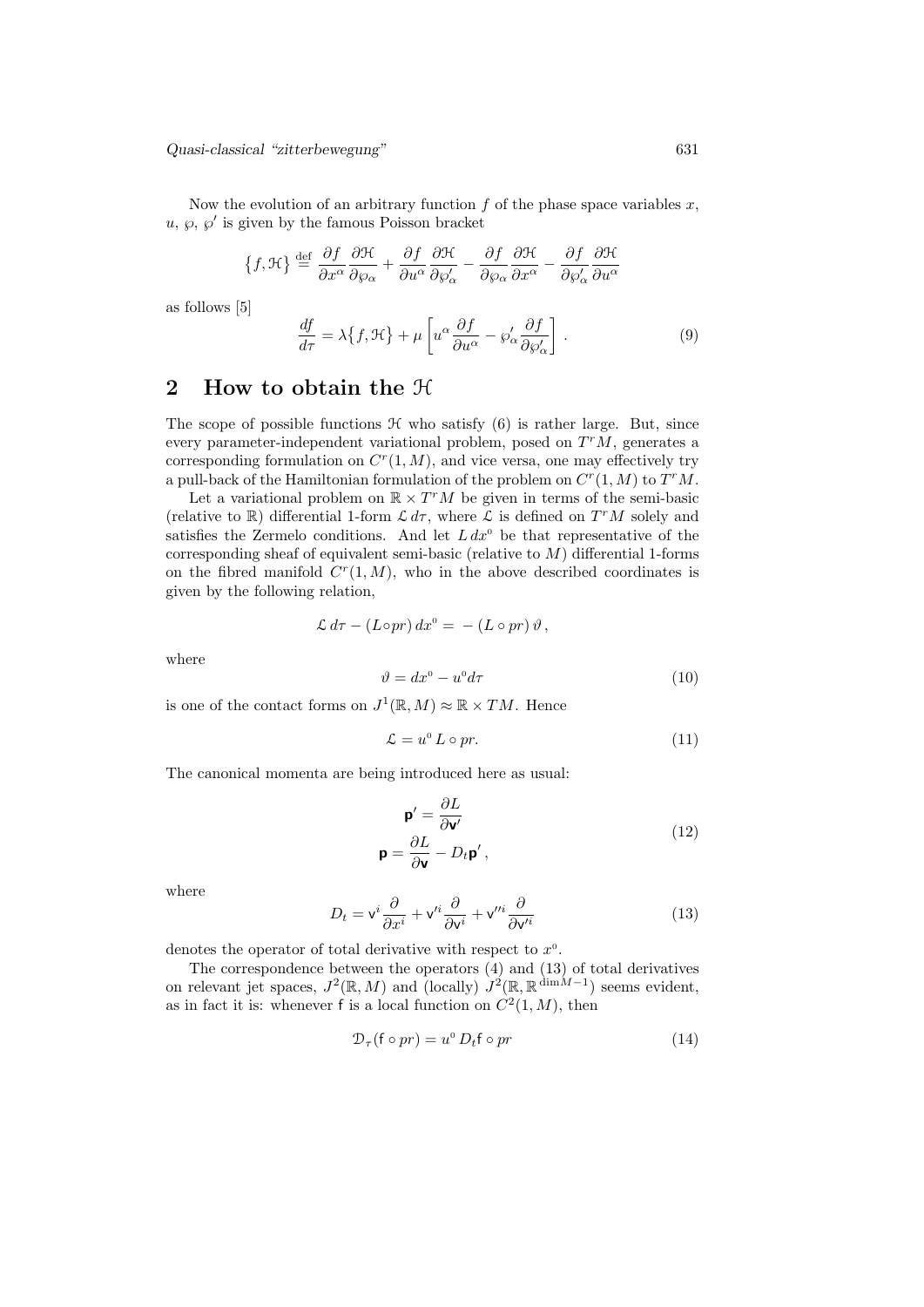Now the evolution of an arbitrary function $f$ of the phase space variables $x$, $u$, $\wp$, $\wp'$ is given by the famous Poisson bracket

$$\{f, \mathcal{H}\} \stackrel{\text{def}}{=} \frac{\partial f}{\partial x^\alpha}\frac{\partial \mathcal{H}}{\partial \wp_\alpha} + \frac{\partial f}{\partial u^\alpha}\frac{\partial \mathcal{H}}{\partial \wp'_\alpha} - \frac{\partial f}{\partial \wp_\alpha}\frac{\partial \mathcal{H}}{\partial x^\alpha} - \frac{\partial f}{\partial \wp'_\alpha}\frac{\partial \mathcal{H}}{\partial u^\alpha}$$

as follows [5]

$$\frac{df}{d\tau} = \lambda\{f, \mathcal{H}\} + \mu\left[u^\alpha \frac{\partial f}{\partial u^\alpha} - \wp'_\alpha \frac{\partial f}{\partial \wp'_\alpha}\right]. \tag{9}$$

## 2 How to obtain the $\mathcal{H}$

The scope of possible functions $\mathcal{H}$ who satisfy (6) is rather large. But, since every parameter-independent variational problem, posed on $T^r M$, generates a corresponding formulation on $C^r(1, M)$, and vice versa, one may effectively try a pull-back of the Hamiltonian formulation of the problem on $C^r(1, M)$ to $T^r M$.

Let a variational problem on $\mathbb{R} \times T^r M$ be given in terms of the semi-basic (relative to $\mathbb{R}$) differential 1-form $\mathcal{L}\, d\tau$, where $\mathcal{L}$ is defined on $T^r M$ solely and satisfies the Zermelo conditions. And let $L\, dx^0$ be that representative of the corresponding sheaf of equivalent semi-basic (relative to $M$) differential 1-forms on the fibred manifold $C^r(1, M)$, who in the above described coordinates is given by the following relation,

$$\mathcal{L}\, d\tau - (L \circ pr)\, dx^0 = -(L \circ pr)\, \vartheta\,,$$

where

$$\vartheta = dx^0 - u^0 d\tau \tag{10}$$

is one of the contact forms on $J^1(\mathbb{R}, M) \approx \mathbb{R} \times TM$. Hence

$$\mathcal{L} = u^0\, L \circ pr. \tag{11}$$

The canonical momenta are being introduced here as usual:

$$\begin{aligned} \mathsf{p}' &= \frac{\partial L}{\partial \mathsf{v}'} \\ \mathsf{p} &= \frac{\partial L}{\partial \mathsf{v}} - D_t \mathsf{p}'\,, \end{aligned} \tag{12}$$

where

$$D_t = \mathsf{v}^i \frac{\partial}{\partial x^i} + \mathsf{v}'^i \frac{\partial}{\partial \mathsf{v}^i} + \mathsf{v}''^i \frac{\partial}{\partial \mathsf{v}'^i} \tag{13}$$

denotes the operator of total derivative with respect to $x^0$.

The correspondence between the operators (4) and (13) of total derivatives on relevant jet spaces, $J^2(\mathbb{R}, M)$ and (locally) $J^2(\mathbb{R}, \mathbb{R}^{\dim M - 1})$ seems evident, as in fact it is: whenever $\mathsf{f}$ is a local function on $C^2(1, M)$, then

$$\mathcal{D}_\tau(\mathsf{f} \circ pr) = u^0\, D_t \mathsf{f} \circ pr \tag{14}$$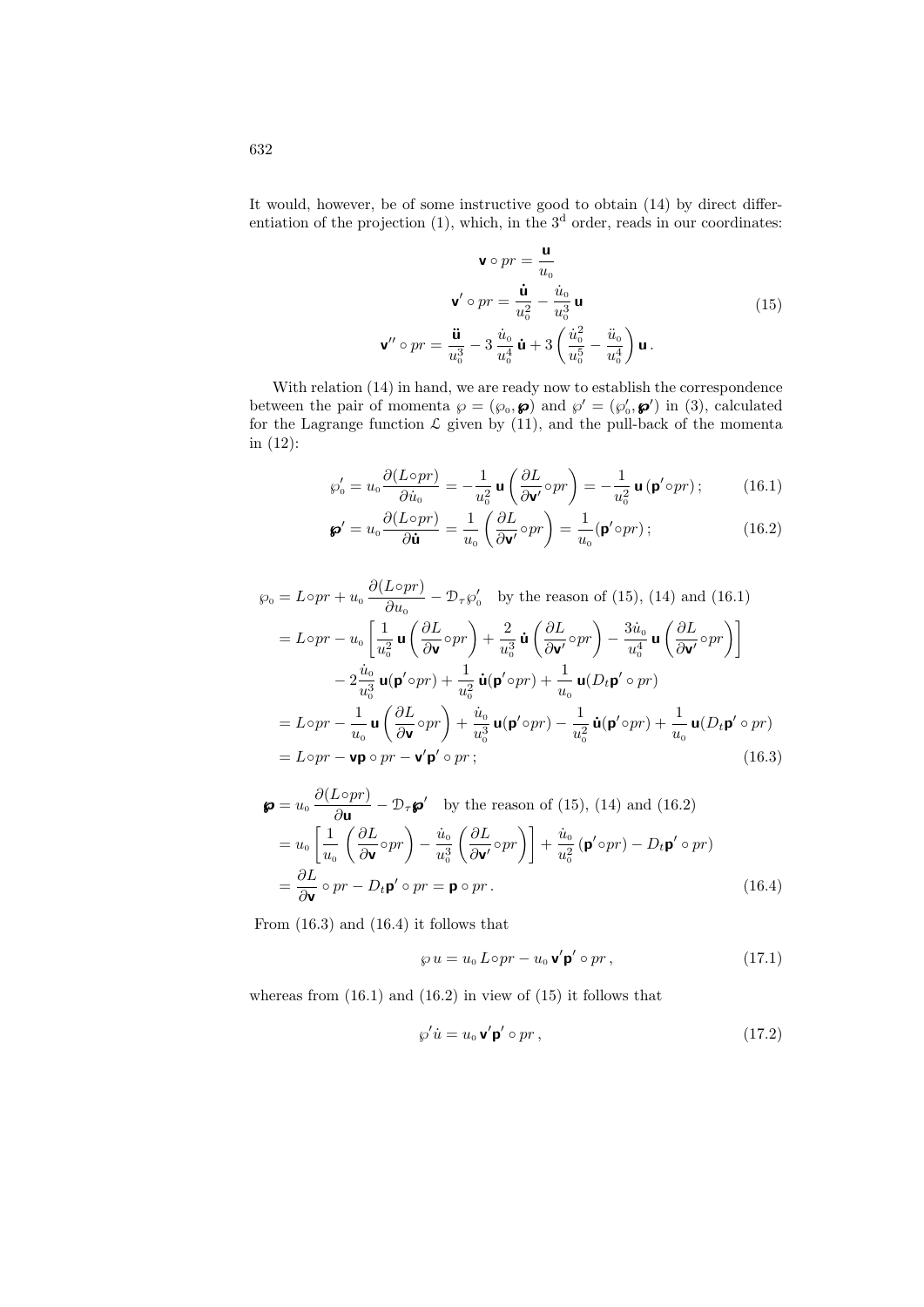It would, however, be of some instructive good to obtain (14) by direct differentiation of the projection (1), which, in the 3[d] order, reads in our coordinates:

$$
\begin{aligned}
\mathbf{v}\circ pr &= \frac{\mathbf{u}}{u_0}\\
\mathbf{v}'\circ pr &= \frac{\dot{\mathbf{u}}}{u_0^2} - \frac{\dot u_0}{u_0^3}\,\mathbf{u}\\
\mathbf{v}''\circ pr &= \frac{\ddot{\mathbf{u}}}{u_0^3} - 3\,\frac{\dot u_0}{u_0^4}\,\dot{\mathbf{u}} + 3\left(\frac{\dot u_0^2}{u_0^5} - \frac{\ddot u_0}{u_0^4}\right)\mathbf{u}\,.
\end{aligned}
\tag{15}
$$

With relation (14) in hand, we are ready now to establish the correspondence between the pair of momenta $\wp = (\wp_0, \boldsymbol{\wp})$ and $\wp' = (\wp_0', \boldsymbol{\wp}')$ in (3), calculated for the Lagrange function $\mathcal{L}$ given by (11), and the pull-back of the momenta in (12):

$$
\wp_0' = u_0\,\frac{\partial(L\circ pr)}{\partial \dot u_0} = -\frac{1}{u_0^2}\,\mathbf{u}\left(\frac{\partial L}{\partial \mathbf{v}'}\circ pr\right) = -\frac{1}{u_0^2}\,\mathbf{u}\,(\mathbf{p}'\circ pr)\,; \tag{16.1}
$$

$$
\boldsymbol{\wp}' = u_0\,\frac{\partial(L\circ pr)}{\partial \dot{\mathbf{u}}} = \frac{1}{u_0}\left(\frac{\partial L}{\partial \mathbf{v}'}\circ pr\right) = \frac{1}{u_0}(\mathbf{p}'\circ pr)\,; \tag{16.2}
$$

$$
\begin{aligned}
\wp_0 &= L\circ pr + u_0\,\frac{\partial(L\circ pr)}{\partial u_0} - \mathcal{D}_\tau \wp_0' \quad \text{by the reason of (15), (14) and (16.1)}\\
&= L\circ pr - u_0\left[\frac{1}{u_0^2}\,\mathbf{u}\left(\frac{\partial L}{\partial \mathbf{v}}\circ pr\right) + \frac{2}{u_0^3}\,\dot{\mathbf{u}}\left(\frac{\partial L}{\partial \mathbf{v}'}\circ pr\right) - \frac{3\dot u_0}{u_0^4}\,\mathbf{u}\left(\frac{\partial L}{\partial \mathbf{v}'}\circ pr\right)\right]\\
&\qquad - 2\frac{\dot u_0}{u_0^3}\,\mathbf{u}(\mathbf{p}'\circ pr) + \frac{1}{u_0^2}\,\dot{\mathbf{u}}(\mathbf{p}'\circ pr) + \frac{1}{u_0}\,\mathbf{u}(D_t\mathbf{p}'\circ pr)\\
&= L\circ pr - \frac{1}{u_0}\,\mathbf{u}\left(\frac{\partial L}{\partial \mathbf{v}}\circ pr\right) + \frac{\dot u_0}{u_0^3}\,\mathbf{u}(\mathbf{p}'\circ pr) - \frac{1}{u_0^2}\,\dot{\mathbf{u}}(\mathbf{p}'\circ pr) + \frac{1}{u_0}\,\mathbf{u}(D_t\mathbf{p}'\circ pr)\\
&= L\circ pr - \mathbf{v}\mathbf{p}\circ pr - \mathbf{v}'\mathbf{p}'\circ pr\,;
\end{aligned}
\tag{16.3}
$$

$$
\begin{aligned}
\boldsymbol{\wp} &= u_0\,\frac{\partial(L\circ pr)}{\partial \mathbf{u}} - \mathcal{D}_\tau \boldsymbol{\wp}' \quad \text{by the reason of (15), (14) and (16.2)}\\
&= u_0\left[\frac{1}{u_0}\left(\frac{\partial L}{\partial \mathbf{v}}\circ pr\right) - \frac{\dot u_0}{u_0^3}\left(\frac{\partial L}{\partial \mathbf{v}'}\circ pr\right)\right] + \frac{\dot u_0}{u_0^2}\,(\mathbf{p}'\circ pr) - D_t\mathbf{p}'\circ pr)\\
&= \frac{\partial L}{\partial \mathbf{v}}\circ pr - D_t\mathbf{p}'\circ pr = \mathbf{p}\circ pr\,.
\end{aligned}
\tag{16.4}
$$

From (16.3) and (16.4) it follows that

$$
\wp\, u = u_0\, L\circ pr - u_0\,\mathbf{v}'\mathbf{p}'\circ pr\,, \tag{17.1}
$$

whereas from (16.1) and (16.2) in view of (15) it follows that

$$
\wp'\dot u = u_0\,\mathbf{v}'\mathbf{p}'\circ pr\,, \tag{17.2}
$$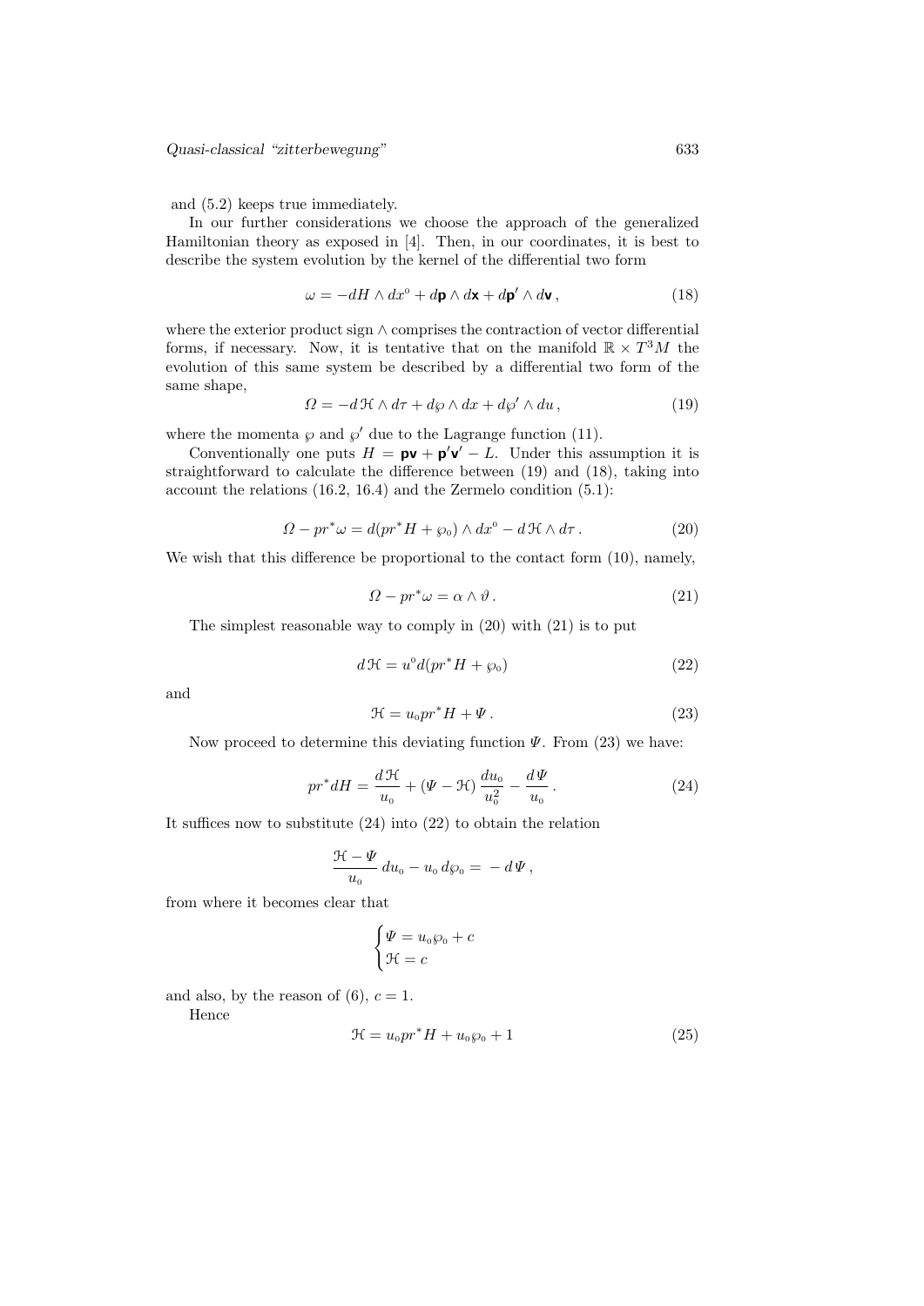and (5.2) keeps true immediately.

In our further considerations we choose the approach of the generalized Hamiltonian theory as exposed in [4]. Then, in our coordinates, it is best to describe the system evolution by the kernel of the differential two form

$$\omega = -dH \wedge dx^0 + d\mathbf{p} \wedge d\mathbf{x} + d\mathbf{p}' \wedge d\mathbf{v}\,, \tag{18}$$

where the exterior product sign $\wedge$ comprises the contraction of vector differential forms, if necessary. Now, it is tentative that on the manifold $\mathbb{R} \times T^3M$ the evolution of this same system be described by a differential two form of the same shape,

$$\Omega = -d\,\mathcal{H} \wedge d\tau + d\wp \wedge dx + d\wp' \wedge du\,, \tag{19}$$

where the momenta $\wp$ and $\wp'$ due to the Lagrange function (11).

Conventionally one puts $H = \mathbf{p}\mathbf{v} + \mathbf{p}'\mathbf{v}' - L$. Under this assumption it is straightforward to calculate the difference between (19) and (18), taking into account the relations (16.2, 16.4) and the Zermelo condition (5.1):

$$\Omega - pr^*\omega = d(pr^*H + \wp_0) \wedge dx^0 - d\,\mathcal{H} \wedge d\tau\,. \tag{20}$$

We wish that this difference be proportional to the contact form (10), namely,

$$\Omega - pr^*\omega = \alpha \wedge \vartheta\,. \tag{21}$$

The simplest reasonable way to comply in (20) with (21) is to put

$$d\,\mathcal{H} = u^0 d(pr^*H + \wp_0) \tag{22}$$

and

$$\mathcal{H} = u_0 pr^*H + \Psi\,. \tag{23}$$

Now proceed to determine this deviating function $\Psi$. From (23) we have:

$$pr^*dH = \frac{d\,\mathcal{H}}{u_0} + (\Psi - \mathcal{H})\,\frac{du_0}{u_0^2} - \frac{d\Psi}{u_0}\,. \tag{24}$$

It suffices now to substitute (24) into (22) to obtain the relation

$$\frac{\mathcal{H} - \Psi}{u_0}\,du_0 - u_0\,d\wp_0 = -\,d\Psi\,,$$

from where it becomes clear that

$$\begin{cases} \Psi = u_0\wp_0 + c \\ \mathcal{H} = c \end{cases}$$

and also, by the reason of (6), $c = 1$.

Hence

$$\mathcal{H} = u_0 pr^*H + u_0\wp_0 + 1 \tag{25}$$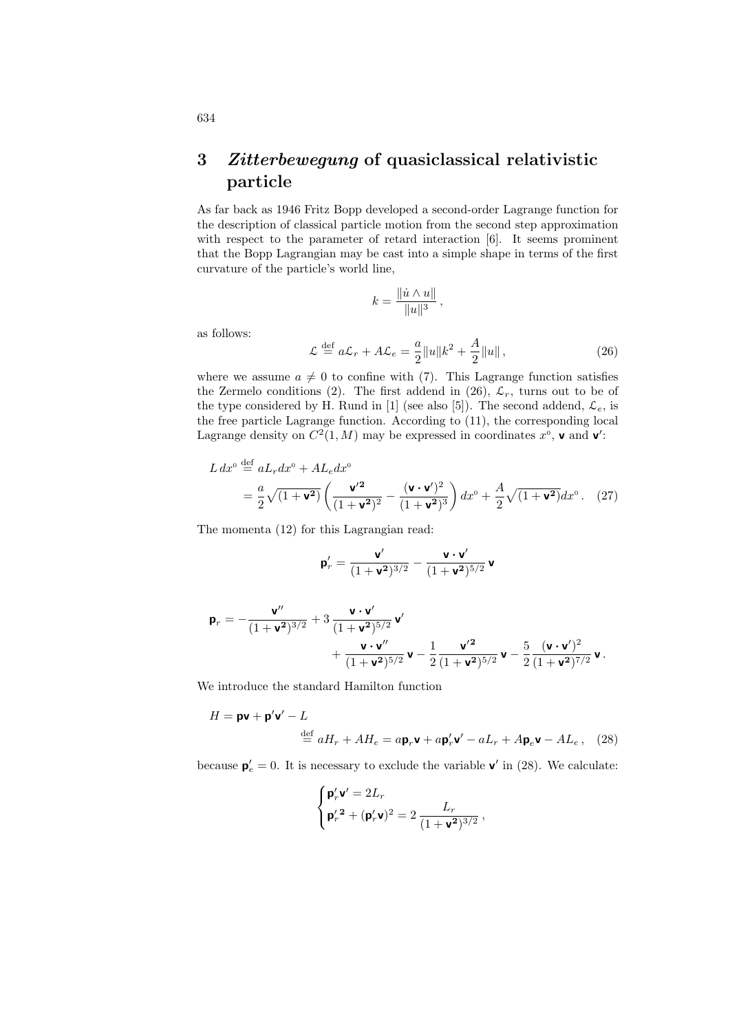## 3 *Zitterbewegung* of quasiclassical relativistic particle

As far back as 1946 Fritz Bopp developed a second-order Lagrange function for the description of classical particle motion from the second step approximation with respect to the parameter of retard interaction [6]. It seems prominent that the Bopp Lagrangian may be cast into a simple shape in terms of the first curvature of the particle's world line,

$$k = \frac{\|\dot{u} \wedge u\|}{\|u\|^3}\,,$$

as follows:

$$\mathcal{L} \stackrel{\text{def}}{=} a\mathcal{L}_r + A\mathcal{L}_e = \frac{a}{2}\|u\|k^2 + \frac{A}{2}\|u\|\,, \tag{26}$$

where we assume $a \neq 0$ to confine with (7). This Lagrange function satisfies the Zermelo conditions (2). The first addend in (26), $\mathcal{L}_r$, turns out to be of the type considered by H. Rund in [1] (see also [5]). The second addend, $\mathcal{L}_e$, is the free particle Lagrange function. According to (11), the corresponding local Lagrange density on $C^2(1, M)$ may be expressed in coordinates $x^0$, $\mathbf{v}$ and $\mathbf{v}'$:

$$\begin{aligned} L\,dx^0 &\stackrel{\text{def}}{=} aL_r dx^0 + AL_e dx^0 \\ &= \frac{a}{2}\sqrt{(1+\mathbf{v^2})}\left(\frac{\mathbf{v'^2}}{(1+\mathbf{v^2})^2} - \frac{(\mathbf{v}\cdot\mathbf{v}')^2}{(1+\mathbf{v^2})^3}\right)dx^0 + \frac{A}{2}\sqrt{(1+\mathbf{v^2})}dx^0\,. \end{aligned} \tag{27}$$

The momenta (12) for this Lagrangian read:

$$\mathbf{p}'_r = \frac{\mathbf{v}'}{(1+\mathbf{v^2})^{3/2}} - \frac{\mathbf{v}\cdot\mathbf{v}'}{(1+\mathbf{v^2})^{5/2}}\,\mathbf{v}$$

$$\begin{aligned} \mathbf{p}_r = -\frac{\mathbf{v}''}{(1+\mathbf{v^2})^{3/2}} &+ 3\,\frac{\mathbf{v}\cdot\mathbf{v}'}{(1+\mathbf{v^2})^{5/2}}\,\mathbf{v}' \\ &+ \frac{\mathbf{v}\cdot\mathbf{v}''}{(1+\mathbf{v^2})^{5/2}}\,\mathbf{v} - \frac{1}{2}\frac{\mathbf{v'^2}}{(1+\mathbf{v^2})^{5/2}}\,\mathbf{v} - \frac{5}{2}\frac{(\mathbf{v}\cdot\mathbf{v}')^2}{(1+\mathbf{v^2})^{7/2}}\,\mathbf{v}\,. \end{aligned}$$

We introduce the standard Hamilton function

$$\begin{aligned} H &= \mathbf{p}\mathbf{v} + \mathbf{p}'\mathbf{v}' - L \\ &\stackrel{\text{def}}{=} aH_r + AH_e = a\mathbf{p}_r\mathbf{v} + a\mathbf{p}'_r\mathbf{v}' - aL_r + A\mathbf{p}_e\mathbf{v} - AL_e\,, \end{aligned} \tag{28}$$

because $\mathbf{p}'_e = 0$. It is necessary to exclude the variable $\mathbf{v}'$ in (28). We calculate:

$$\begin{cases} \mathbf{p}'_r\mathbf{v}' = 2L_r \\ \mathbf{p}'^{\mathbf{2}}_r + (\mathbf{p}'_r\mathbf{v})^2 = 2\,\dfrac{L_r}{(1+\mathbf{v^2})^{3/2}}\,, \end{cases}$$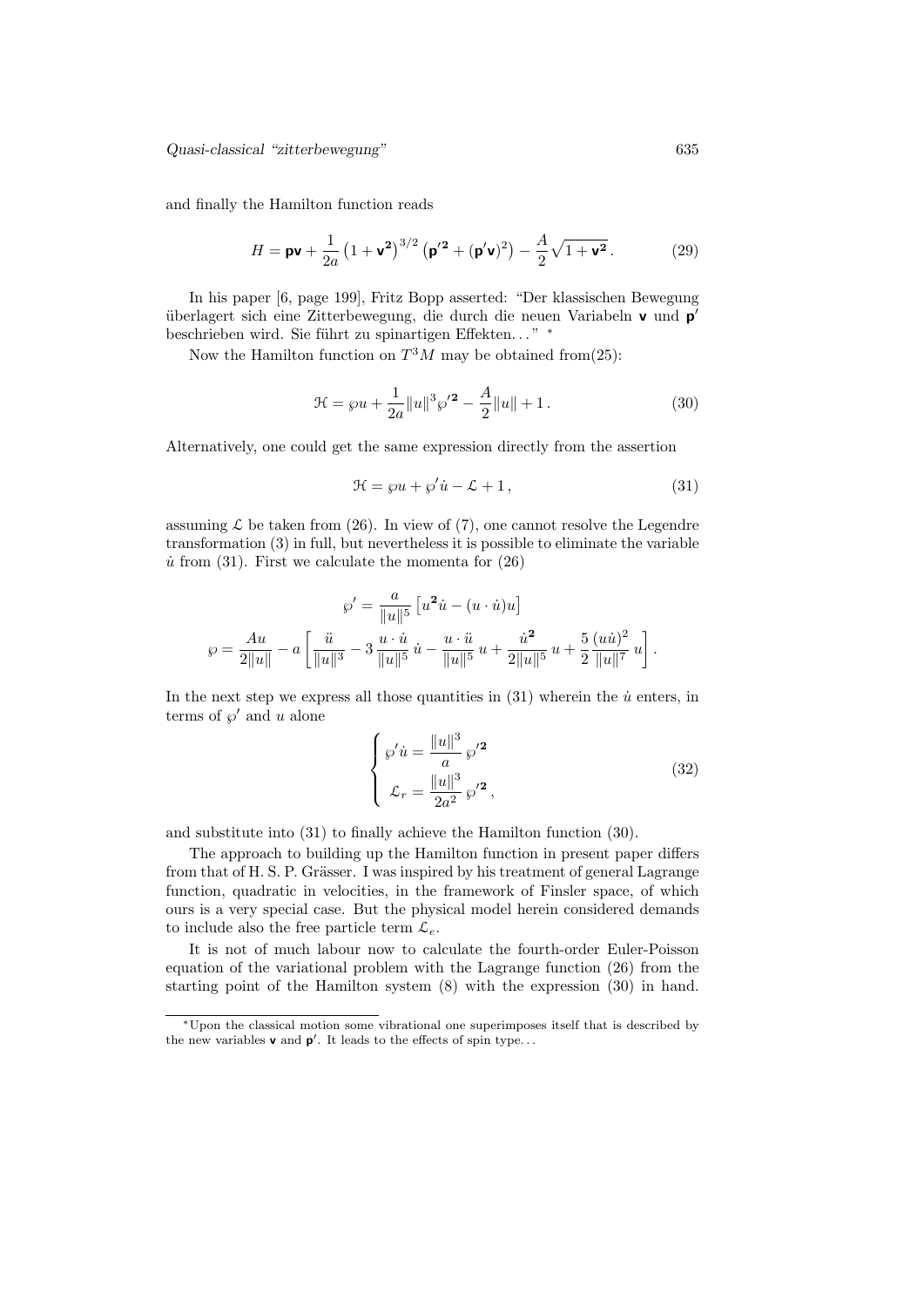and finally the Hamilton function reads

$$H = \mathbf{pv} + \frac{1}{2a}\left(1+\mathbf{v^2}\right)^{3/2}\left(\mathbf{p'^2} + (\mathbf{p'v})^2\right) - \frac{A}{2}\sqrt{1+\mathbf{v^2}}\,. \tag{29}$$

In his paper [6, page 199], Fritz Bopp asserted: "Der klassischen Bewegung überlagert sich eine Zitterbewegung, die durch die neuen Variabeln $\mathbf{v}$ und $\mathbf{p'}$ beschrieben wird. Sie führt zu spinartigen Effekten..." *

Now the Hamilton function on $T^3M$ may be obtained from(25):

$$\mathcal{H} = \wp u + \frac{1}{2a}\|u\|^3 \wp'^{\mathbf{2}} - \frac{A}{2}\|u\| + 1\,. \tag{30}$$

Alternatively, one could get the same expression directly from the assertion

$$\mathcal{H} = \wp u + \wp' \dot{u} - \mathcal{L} + 1\,, \tag{31}$$

assuming $\mathcal{L}$ be taken from (26). In view of (7), one cannot resolve the Legendre transformation (3) in full, but nevertheless it is possible to eliminate the variable $\dot{u}$ from (31). First we calculate the momenta for (26)

$$\wp' = \frac{a}{\|u\|^5}\left[u^{\mathbf{2}}\dot{u} - (u\cdot\dot{u})u\right]$$

$$\wp = \frac{Au}{2\|u\|} - a\left[\frac{\ddot{u}}{\|u\|^3} - 3\,\frac{u\cdot\dot{u}}{\|u\|^5}\,\dot{u} - \frac{u\cdot\ddot{u}}{\|u\|^5}\,u + \frac{\dot{u}^{\mathbf{2}}}{2\|u\|^5}\,u + \frac{5}{2}\frac{(u\dot{u})^2}{\|u\|^7}\,u\right].$$

In the next step we express all those quantities in (31) wherein the $\dot{u}$ enters, in terms of $\wp'$ and $u$ alone

$$\begin{cases} \wp'\dot{u} = \dfrac{\|u\|^3}{a}\,\wp'^{\mathbf{2}} \\[2mm] \mathcal{L}_r = \dfrac{\|u\|^3}{2a^2}\,\wp'^{\mathbf{2}}\,, \end{cases} \tag{32}$$

and substitute into (31) to finally achieve the Hamilton function (30).

The approach to building up the Hamilton function in present paper differs from that of H. S. P. Grässer. I was inspired by his treatment of general Lagrange function, quadratic in velocities, in the framework of Finsler space, of which ours is a very special case. But the physical model herein considered demands to include also the free particle term $\mathcal{L}_e$.

It is not of much labour now to calculate the fourth-order Euler-Poisson equation of the variational problem with the Lagrange function (26) from the starting point of the Hamilton system (8) with the expression (30) in hand.

---

*Upon the classical motion some vibrational one superimposes itself that is described by the new variables $\mathbf{v}$ and $\mathbf{p'}$. It leads to the effects of spin type...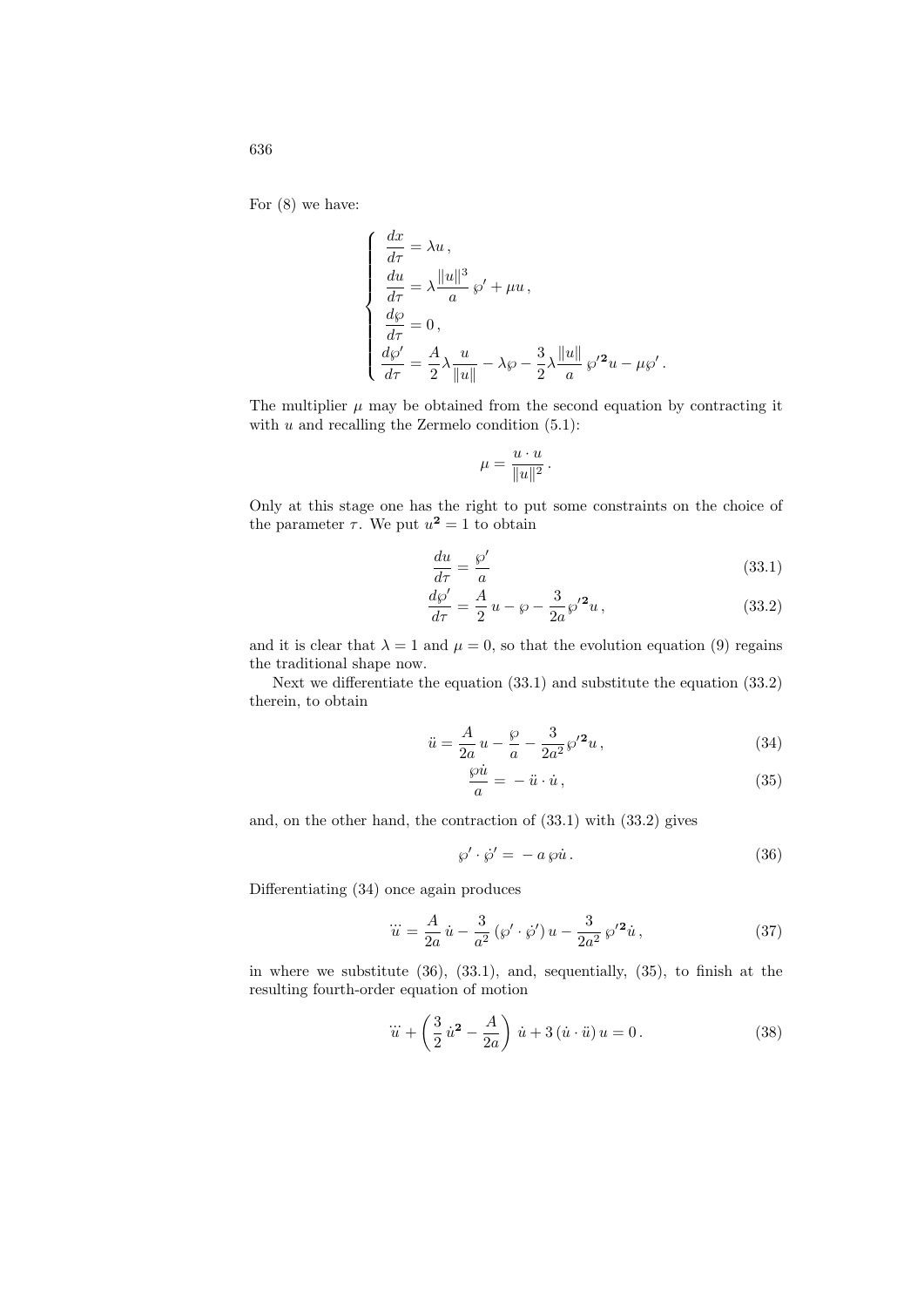For (8) we have:

$$
\left\{
\begin{aligned}
&\frac{dx}{d\tau} = \lambda u\,,\\
&\frac{du}{d\tau} = \lambda \frac{\|u\|^3}{a}\,\wp' + \mu u\,,\\
&\frac{d\wp}{d\tau} = 0\,,\\
&\frac{d\wp'}{d\tau} = \frac{A}{2}\lambda \frac{u}{\|u\|} - \lambda\wp - \frac{3}{2}\lambda\frac{\|u\|}{a}\,\wp'^{\mathbf{2}}u - \mu\wp'\,.
\end{aligned}
\right.
$$

The multiplier $\mu$ may be obtained from the second equation by contracting it with $u$ and recalling the Zermelo condition (5.1):

$$
\mu = \frac{u\cdot u}{\|u\|^2}\,.
$$

Only at this stage one has the right to put some constraints on the choice of the parameter $\tau$. We put $u^{\mathbf{2}} = 1$ to obtain

$$
\frac{du}{d\tau} = \frac{\wp'}{a} \tag{33.1}
$$

$$
\frac{d\wp'}{d\tau} = \frac{A}{2}\,u - \wp - \frac{3}{2a}\wp'^{\mathbf{2}}u\,, \tag{33.2}
$$

and it is clear that $\lambda = 1$ and $\mu = 0$, so that the evolution equation (9) regains the traditional shape now.

Next we differentiate the equation (33.1) and substitute the equation (33.2) therein, to obtain

$$
\ddot{u} = \frac{A}{2a}\,u - \frac{\wp}{a} - \frac{3}{2a^2}\wp'^{\mathbf{2}}u\,, \tag{34}
$$

$$
\frac{\wp\dot{u}}{a} = -\,\ddot{u}\cdot\dot{u}\,, \tag{35}
$$

and, on the other hand, the contraction of (33.1) with (33.2) gives

$$
\wp'\cdot\dot{\wp}' = -\,a\,\wp\dot{u}\,. \tag{36}
$$

Differentiating (34) once again produces

$$
\dddot{u} = \frac{A}{2a}\,\dot{u} - \frac{3}{a^2}\,(\wp'\cdot\dot{\wp}')\,u - \frac{3}{2a^2}\,\wp'^{\mathbf{2}}\dot{u}\,, \tag{37}
$$

in where we substitute (36), (33.1), and, sequentially, (35), to finish at the resulting fourth-order equation of motion

$$
\dddot{u} + \left(\frac{3}{2}\,\dot{u}^{\mathbf{2}} - \frac{A}{2a}\right)\,\dot{u} + 3\,(\dot{u}\cdot\ddot{u})\,u = 0\,. \tag{38}
$$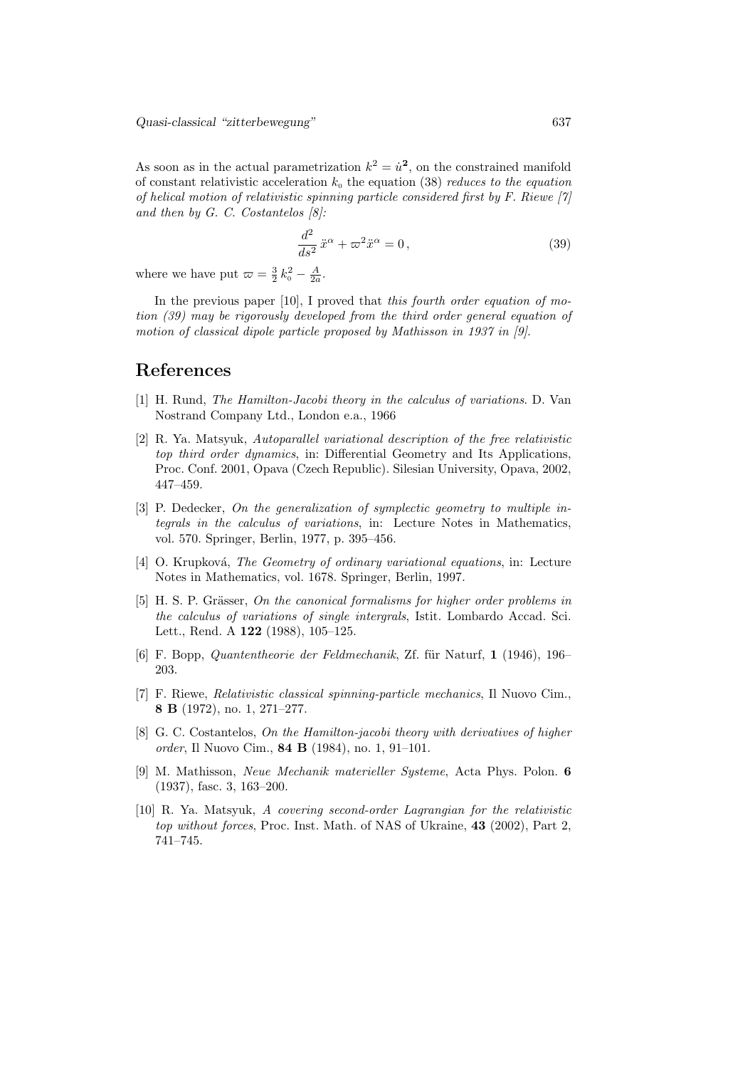As soon as in the actual parametrization $k^2 = \dot{u}^{\mathbf{2}}$, on the constrained manifold of constant relativistic acceleration $k_0$ the equation (38) *reduces to the equation of helical motion of relativistic spinning particle considered first by F. Riewe [7] and then by G. C. Costantelos [8]:*

$$\frac{d^2}{ds^2}\,\ddot{x}^\alpha + \varpi^2 \ddot{x}^\alpha = 0\,, \tag{39}$$

where we have put $\varpi = \frac{3}{2}\,k_0^2 - \frac{A}{2a}$.

In the previous paper [10], I proved that *this fourth order equation of motion (39) may be rigorously developed from the third order general equation of motion of classical dipole particle proposed by Mathisson in 1937 in [9].*

## References

[1] H. Rund, *The Hamilton-Jacobi theory in the calculus of variations*. D. Van Nostrand Company Ltd., London e.a., 1966

[2] R. Ya. Matsyuk, *Autoparallel variational description of the free relativistic top third order dynamics*, in: Differential Geometry and Its Applications, Proc. Conf. 2001, Opava (Czech Republic). Silesian University, Opava, 2002, 447–459.

[3] P. Dedecker, *On the generalization of symplectic geometry to multiple integrals in the calculus of variations*, in: Lecture Notes in Mathematics, vol. 570. Springer, Berlin, 1977, p. 395–456.

[4] O. Krupková, *The Geometry of ordinary variational equations*, in: Lecture Notes in Mathematics, vol. 1678. Springer, Berlin, 1997.

[5] H. S. P. Grässer, *On the canonical formalisms for higher order problems in the calculus of variations of single intergrals*, Istit. Lombardo Accad. Sci. Lett., Rend. A **122** (1988), 105–125.

[6] F. Bopp, *Quantentheorie der Feldmechanik*, Zf. für Naturf, **1** (1946), 196–203.

[7] F. Riewe, *Relativistic classical spinning-particle mechanics*, Il Nuovo Cim., **8 B** (1972), no. 1, 271–277.

[8] G. C. Costantelos, *On the Hamilton-jacobi theory with derivatives of higher order*, Il Nuovo Cim., **84 B** (1984), no. 1, 91–101.

[9] M. Mathisson, *Neue Mechanik materieller Systeme*, Acta Phys. Polon. **6** (1937), fasc. 3, 163–200.

[10] R. Ya. Matsyuk, *A covering second-order Lagrangian for the relativistic top without forces*, Proc. Inst. Math. of NAS of Ukraine, **43** (2002), Part 2, 741–745.